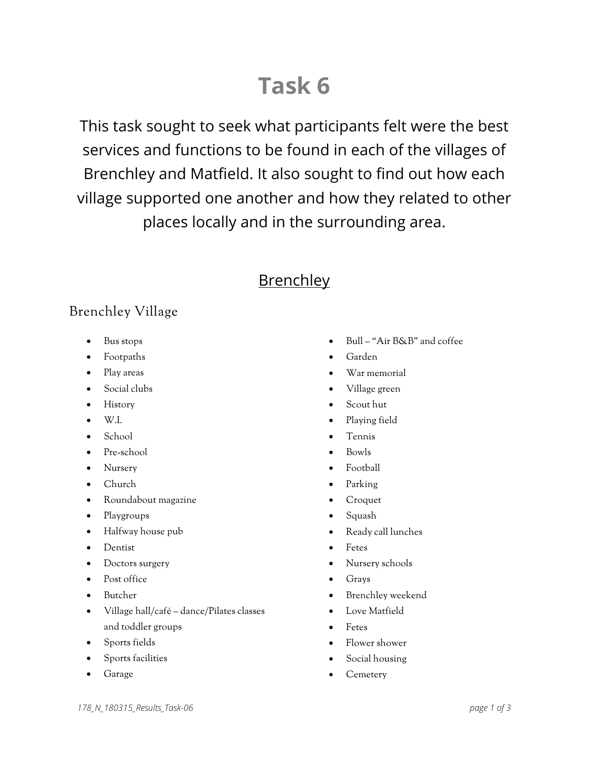# Task 6

This task sought to seek what participants felt were the best services and functions to be found in each of the villages of Brenchley and Matfield. It also sought to find out how each village supported one another and how they related to other places locally and in the surrounding area.

## Brenchley

### Brenchley Village

- Bus stops
- Footpaths
- Play areas
- Social clubs
- History
- W.I.
- School
- Pre-school
- Nursery
- Church
- Roundabout magazine
- Playgroups
- Halfway house pub
- Dentist
- Doctors surgery
- Post office
- Butcher
- Village hall/café – dance/Pilates classes and toddler groups
- Sports fields
- Sports facilities
- Garage
- Bull – “Air B&B” and coffee
- Garden
- War memorial
- Village green
- Scout hut
- Playing field
- Tennis
- Bowls
- Football
- Parking
- Croquet
- Squash
- Ready call lunches
- Fetes
- Nursery schools
- Grays
- Brenchley weekend
- Love Matfield
- Fetes
- Flower shower
- Social housing
- Cemetery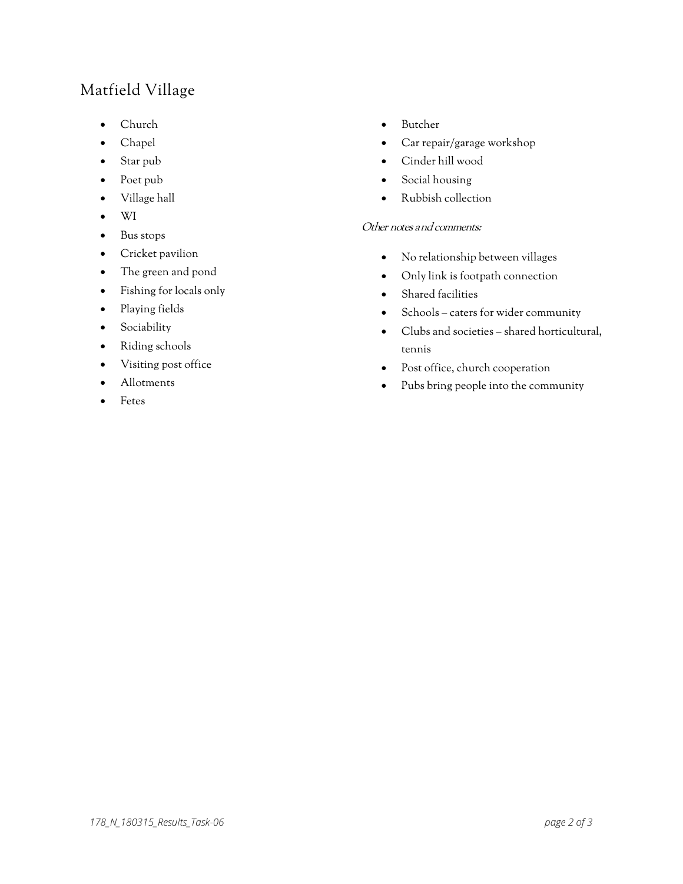## Matfield Village

- Church
- Chapel
- Star pub
- Poet pub
- Village hall
- WI
- Bus stops
- Cricket pavilion
- The green and pond
- Fishing for locals only
- Playing fields
- Sociability
- Riding schools
- Visiting post office
- Allotments
- Fetes
- Butcher
- Car repair/garage workshop
- Cinder hill wood
- Social housing
- Rubbish collection

*Other notes and comments:*

- No relationship between villages
- Only link is footpath connection
- Shared facilities
- Schools – caters for wider community
- Clubs and societies – shared horticultural, tennis
- Post office, church cooperation
- Pubs bring people into the community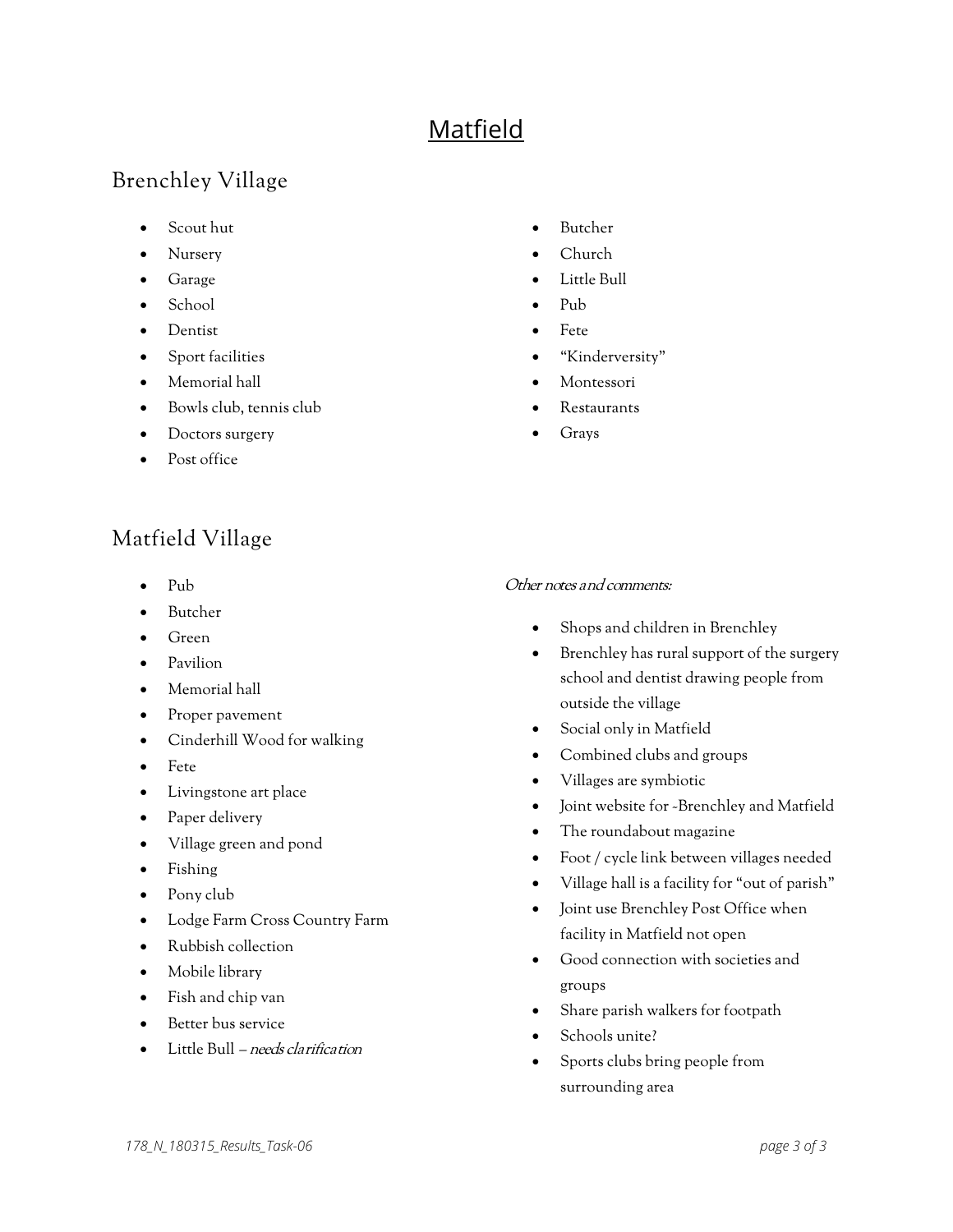# Matfield

## Brenchley Village

- Scout hut
- Nursery
- Garage
- School
- Dentist
- Sport facilities
- Memorial hall
- Bowls club, tennis club
- Doctors surgery
- Post office
- Butcher
- Church
- Little Bull
- Pub
- Fete
- "Kinderversity"
- Montessori
- Restaurants
- Grays

## Matfield Village

- Pub
- Butcher
- Green
- Pavilion
- Memorial hall
- Proper pavement
- Cinderhill Wood for walking
- Fete
- Livingstone art place
- Paper delivery
- Village green and pond
- Fishing
- Pony club
- Lodge Farm Cross Country Farm
- Rubbish collection
- Mobile library
- Fish and chip van
- Better bus service
- Little Bull – *needs clarification*

*Other notes and comments:*

- Shops and children in Brenchley
- Brenchley has rural support of the surgery school and dentist drawing people from outside the village
- Social only in Matfield
- Combined clubs and groups
- Villages are symbiotic
- Joint website for -Brenchley and Matfield
- The roundabout magazine
- Foot / cycle link between villages needed
- Village hall is a facility for "out of parish"
- Joint use Brenchley Post Office when facility in Matfield not open
- Good connection with societies and groups
- Share parish walkers for footpath
- Schools unite?
- Sports clubs bring people from surrounding area